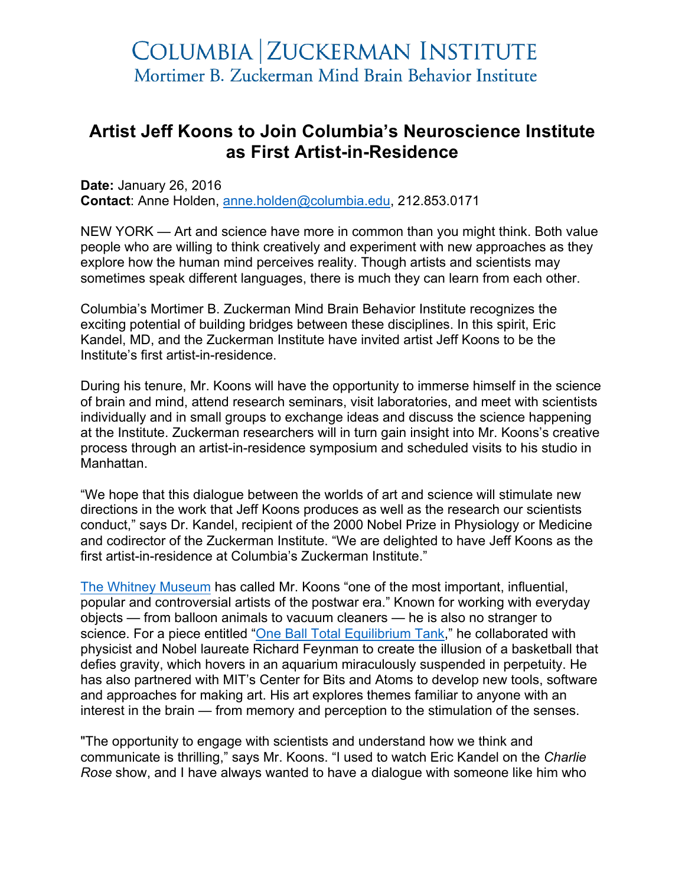# Columbia | Zuckerman Institute
Mortimer B. Zuckerman Mind Brain Behavior Institute

## Artist Jeff Koons to Join Columbia's Neuroscience Institute as First Artist-in-Residence

**Date:** January 26, 2016
**Contact**: Anne Holden, anne.holden@columbia.edu, 212.853.0171

NEW YORK — Art and science have more in common than you might think. Both value people who are willing to think creatively and experiment with new approaches as they explore how the human mind perceives reality. Though artists and scientists may sometimes speak different languages, there is much they can learn from each other.

Columbia's Mortimer B. Zuckerman Mind Brain Behavior Institute recognizes the exciting potential of building bridges between these disciplines. In this spirit, Eric Kandel, MD, and the Zuckerman Institute have invited artist Jeff Koons to be the Institute's first artist-in-residence.

During his tenure, Mr. Koons will have the opportunity to immerse himself in the science of brain and mind, attend research seminars, visit laboratories, and meet with scientists individually and in small groups to exchange ideas and discuss the science happening at the Institute. Zuckerman researchers will in turn gain insight into Mr. Koons's creative process through an artist-in-residence symposium and scheduled visits to his studio in Manhattan.

"We hope that this dialogue between the worlds of art and science will stimulate new directions in the work that Jeff Koons produces as well as the research our scientists conduct," says Dr. Kandel, recipient of the 2000 Nobel Prize in Physiology or Medicine and codirector of the Zuckerman Institute. "We are delighted to have Jeff Koons as the first artist-in-residence at Columbia's Zuckerman Institute."

The Whitney Museum has called Mr. Koons "one of the most important, influential, popular and controversial artists of the postwar era." Known for working with everyday objects — from balloon animals to vacuum cleaners — he is also no stranger to science. For a piece entitled "One Ball Total Equilibrium Tank," he collaborated with physicist and Nobel laureate Richard Feynman to create the illusion of a basketball that defies gravity, which hovers in an aquarium miraculously suspended in perpetuity. He has also partnered with MIT's Center for Bits and Atoms to develop new tools, software and approaches for making art. His art explores themes familiar to anyone with an interest in the brain — from memory and perception to the stimulation of the senses.

"The opportunity to engage with scientists and understand how we think and communicate is thrilling," says Mr. Koons. "I used to watch Eric Kandel on the *Charlie Rose* show, and I have always wanted to have a dialogue with someone like him who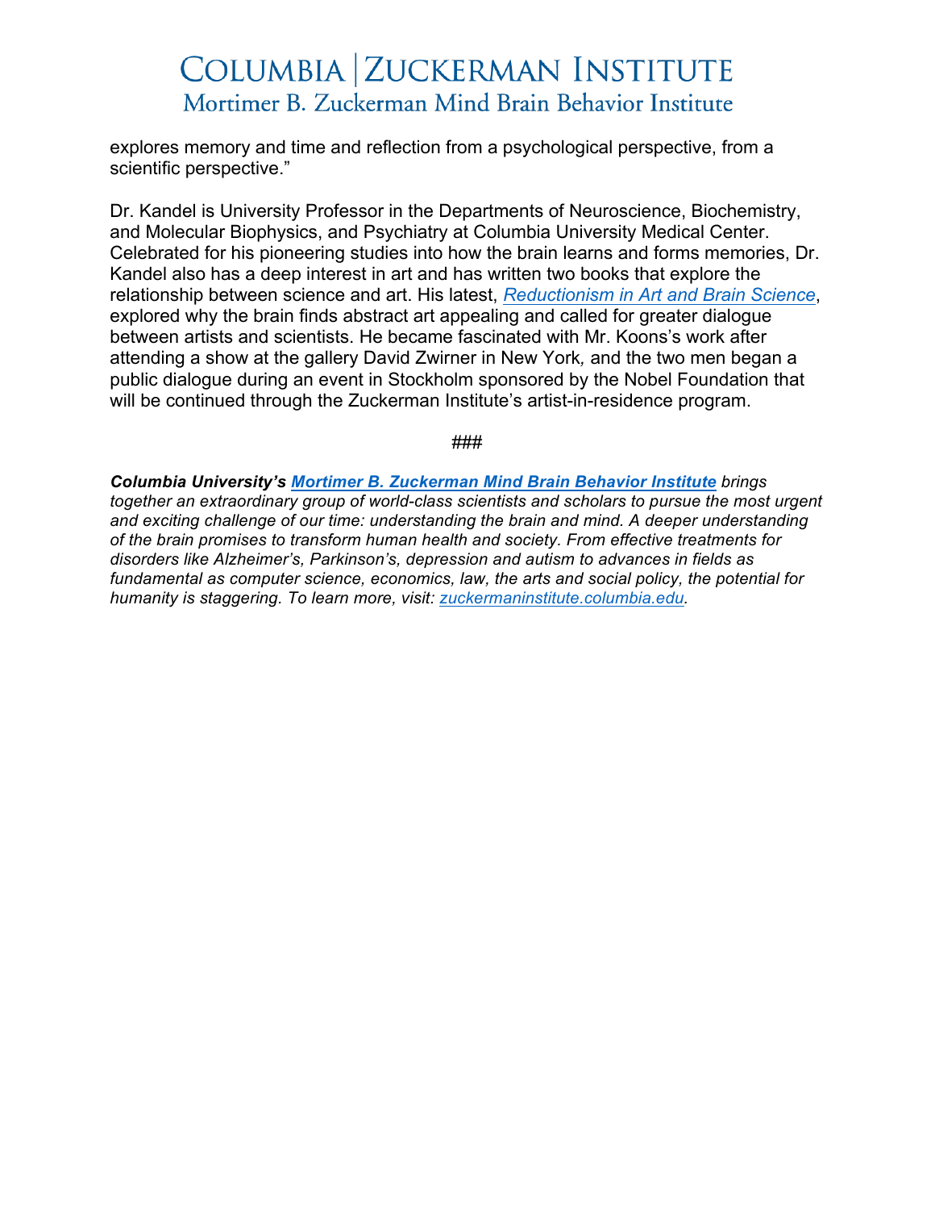explores memory and time and reflection from a psychological perspective, from a scientific perspective."

Dr. Kandel is University Professor in the Departments of Neuroscience, Biochemistry, and Molecular Biophysics, and Psychiatry at Columbia University Medical Center. Celebrated for his pioneering studies into how the brain learns and forms memories, Dr. Kandel also has a deep interest in art and has written two books that explore the relationship between science and art. His latest, *Reductionism in Art and Brain Science*, explored why the brain finds abstract art appealing and called for greater dialogue between artists and scientists. He became fascinated with Mr. Koons's work after attending a show at the gallery David Zwirner in New York, and the two men began a public dialogue during an event in Stockholm sponsored by the Nobel Foundation that will be continued through the Zuckerman Institute's artist-in-residence program.

###

***Columbia University's Mortimer B. Zuckerman Mind Brain Behavior Institute** brings together an extraordinary group of world-class scientists and scholars to pursue the most urgent and exciting challenge of our time: understanding the brain and mind. A deeper understanding of the brain promises to transform human health and society. From effective treatments for disorders like Alzheimer's, Parkinson's, depression and autism to advances in fields as fundamental as computer science, economics, law, the arts and social policy, the potential for humanity is staggering. To learn more, visit: zuckermaninstitute.columbia.edu.*